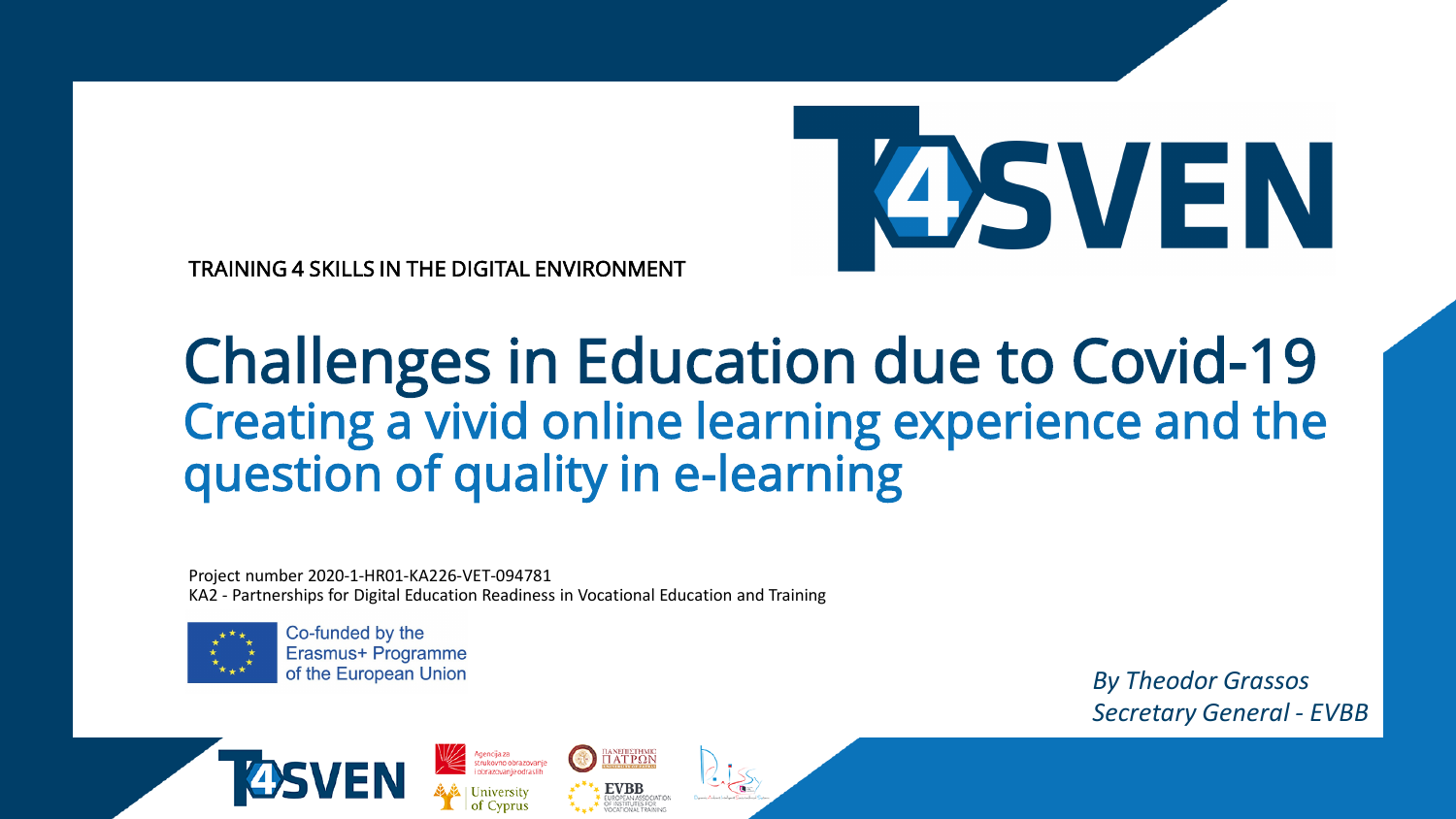T4SVEN

TRAINING 4 SKILLS IN THE DIGITAL ENVIRONMENT

# Challenges in Education due to Covid-19

## Creating a vivid online learning experience and the question of quality in e-learning

Project number 2020-1-HR01-KA226-VET-094781
KA2 - Partnerships for Digital Education Readiness in Vocational Education and Training

Co-funded by the Erasmus+ Programme of the European Union

*By Theodor Grassos*
*Secretary General - EVBB*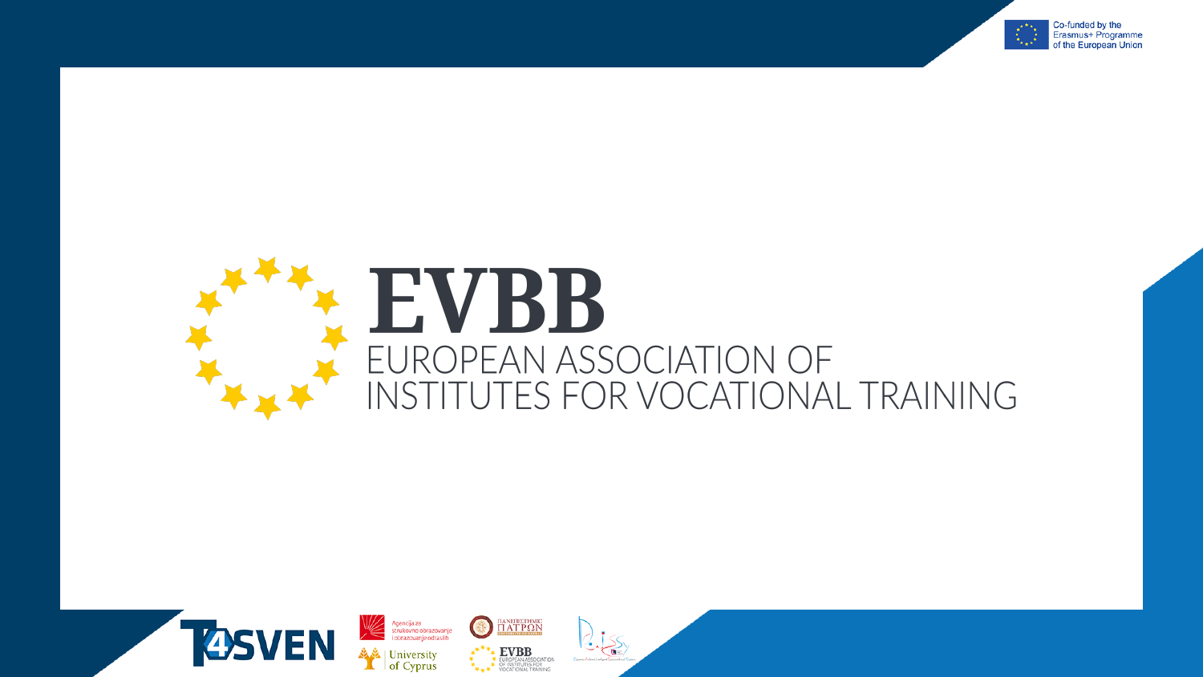Co-funded by the Erasmus+ Programme of the European Union

# EVBB

EUROPEAN ASSOCIATION OF INSTITUTES FOR VOCATIONAL TRAINING

T4SVEN

Agencija za strukovno obrazovanje i obrazovanje odraslih

University of Cyprus

ΠΑΝΕΠΙΣΤΗΜΙΟ ΠΑΤΡΩΝ

EVBB EUROPEAN ASSOCIATION OF INSTITUTES FOR VOCATIONAL TRAINING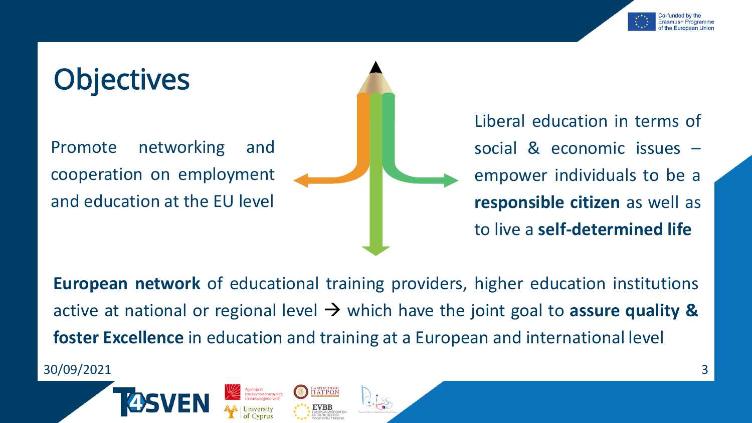# Objectives

Promote networking and cooperation on employment and education at the EU level

Liberal education in terms of social & economic issues – empower individuals to be a **responsible citizen** as well as to live a **self-determined life**

**European network** of educational training providers, higher education institutions active at national or regional level → which have the joint goal to **assure quality & foster Excellence** in education and training at a European and international level

30/09/2021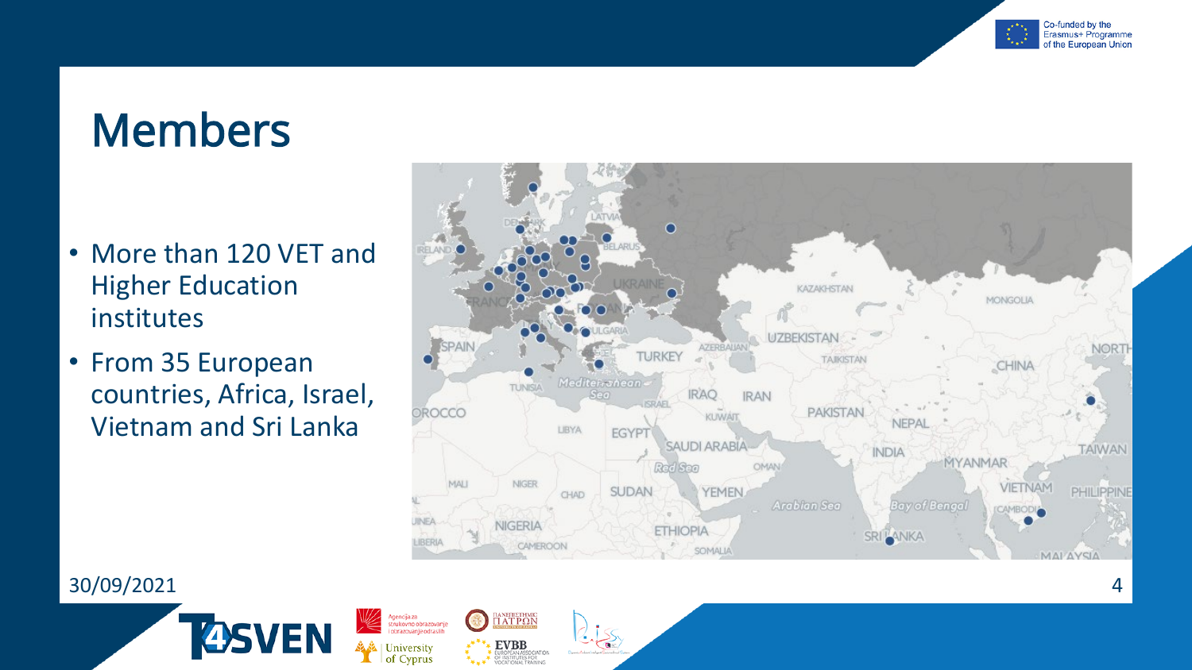# Members

- More than 120 VET and Higher Education institutes
- From 35 European countries, Africa, Israel, Vietnam and Sri Lanka

30/09/2021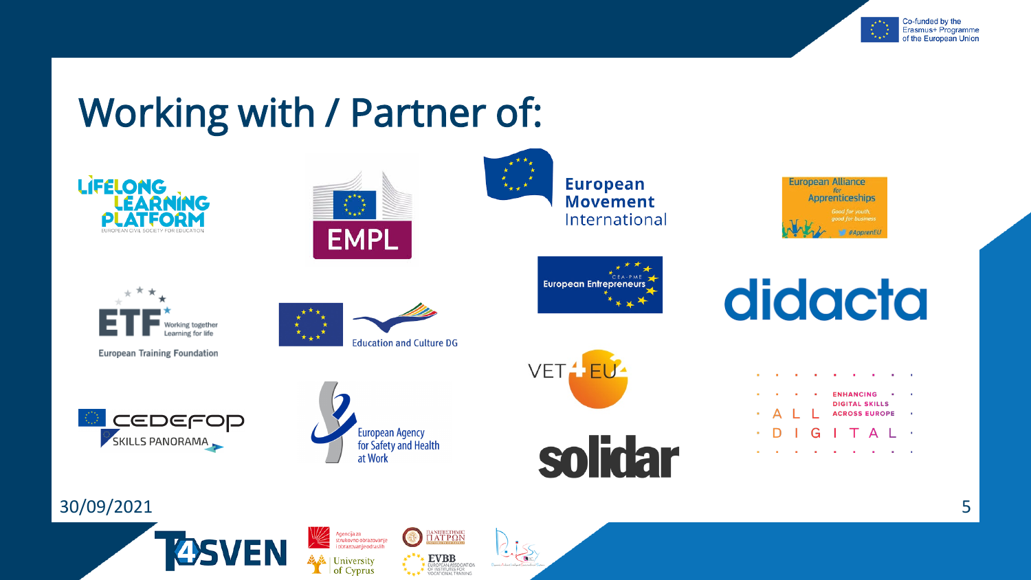# Working with / Partner of:

- Lifelong Learning Platform – European Civil Society for Education
- EMPL
- European Movement International
- European Alliance for Apprenticeships – Good for youth, good for business – #ApprenEU
- ETF – Working together, Learning for life – European Training Foundation
- Education and Culture DG
- European Entrepreneurs CEA-PME
- didacta
- VET4EU2
- Cedefop Skills Panorama
- European Agency for Safety and Health at Work
- solidar
- ALL DIGITAL – Enhancing digital skills across Europe

30/09/2021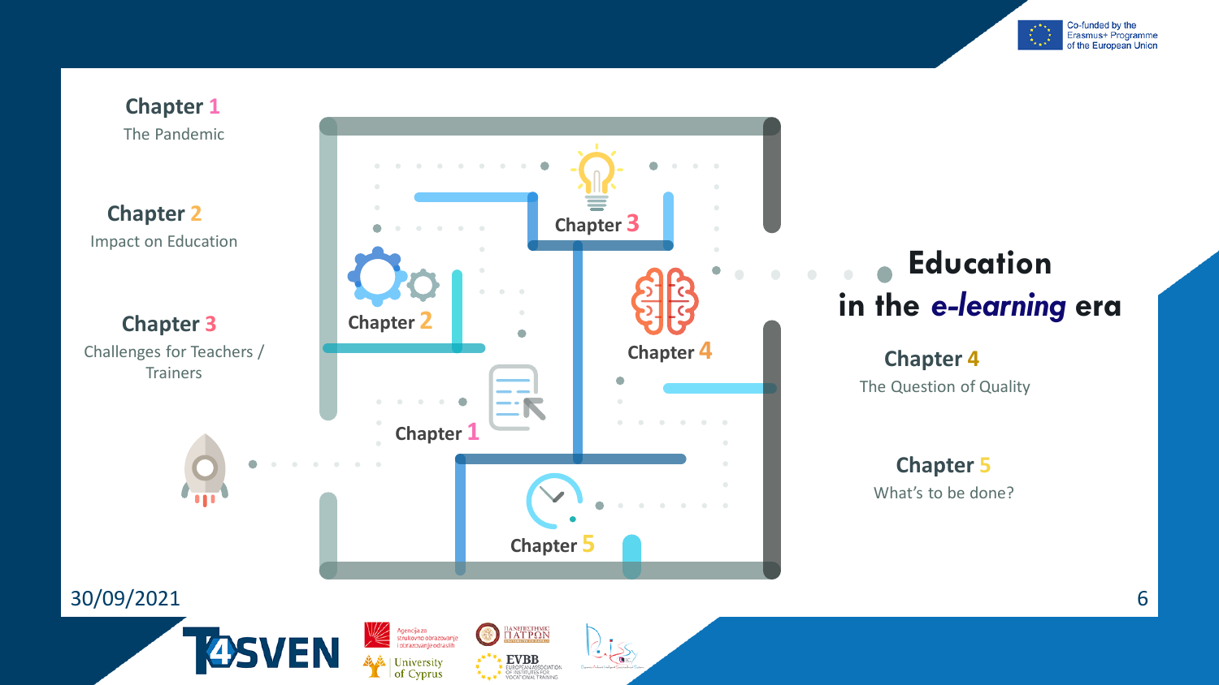# Education in the *e-learning* era

**Chapter 1**
The Pandemic

**Chapter 2**
Impact on Education

**Chapter 3**
Challenges for Teachers / Trainers

**Chapter 4**
The Question of Quality

**Chapter 5**
What's to be done?

30/09/2021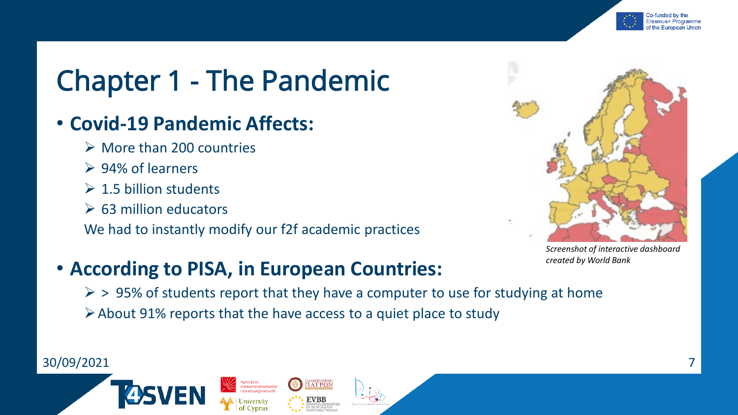# Chapter 1 - The Pandemic

- **Covid-19 Pandemic Affects:**
  - More than 200 countries
  - 94% of learners
  - 1.5 billion students
  - 63 million educators

  We had to instantly modify our f2f academic practices

*Screenshot of interactive dashboard created by World Bank*

- **According to PISA, in European Countries:**
  - > 95% of students report that they have a computer to use for studying at home
  - About 91% reports that the have access to a quiet place to study

30/09/2021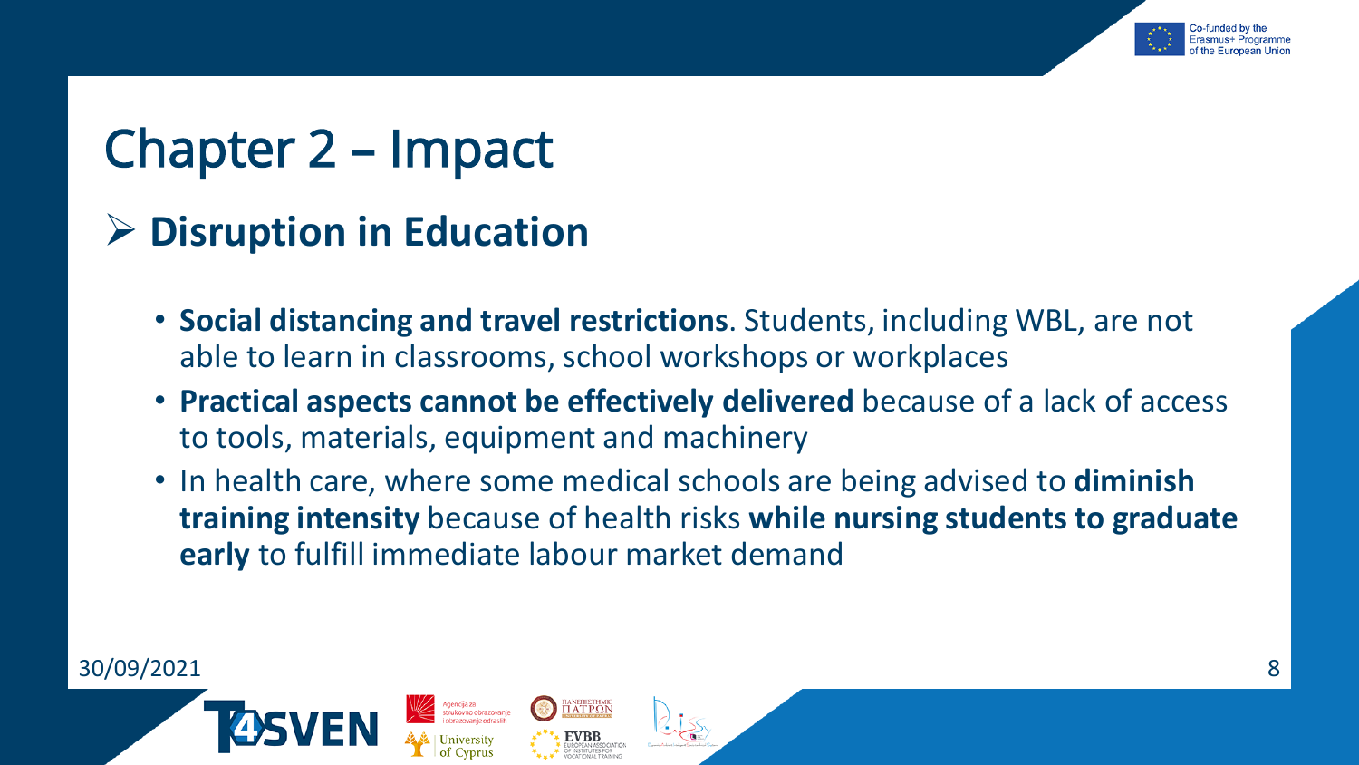# Chapter 2 – Impact

## ➢ Disruption in Education

- **Social distancing and travel restrictions**. Students, including WBL, are not able to learn in classrooms, school workshops or workplaces
- **Practical aspects cannot be effectively delivered** because of a lack of access to tools, materials, equipment and machinery
- In health care, where some medical schools are being advised to **diminish training intensity** because of health risks **while nursing students to graduate early** to fulfill immediate labour market demand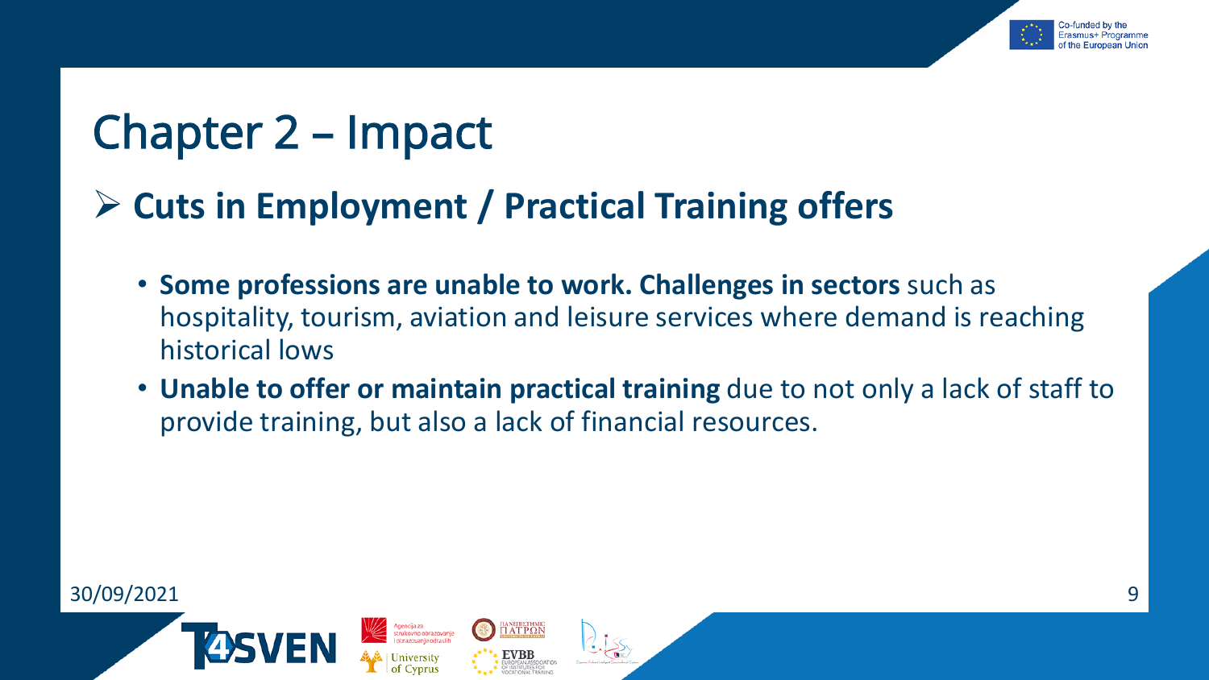# Chapter 2 – Impact

## Cuts in Employment / Practical Training offers

- **Some professions are unable to work. Challenges in sectors** such as hospitality, tourism, aviation and leisure services where demand is reaching historical lows
- **Unable to offer or maintain practical training** due to not only a lack of staff to provide training, but also a lack of financial resources.

30/09/2021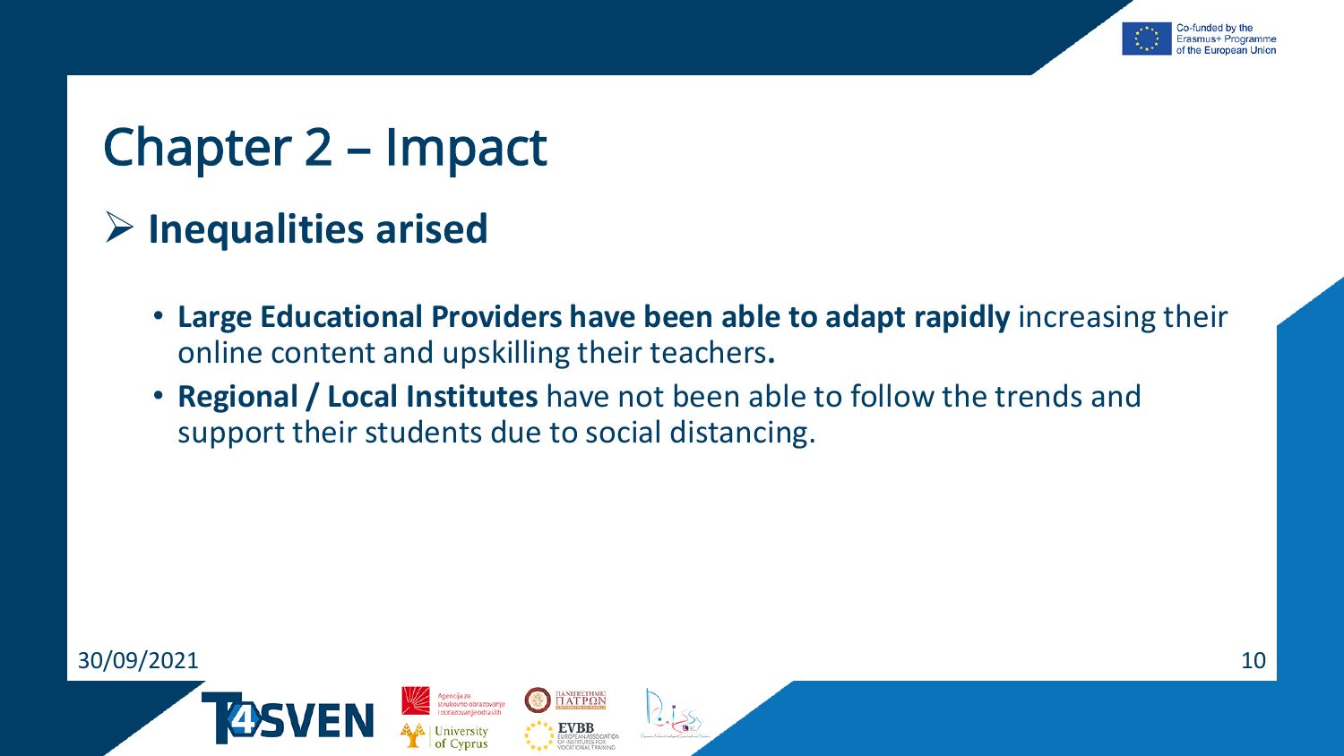# Chapter 2 – Impact

## ➢ Inequalities arised

- **Large Educational Providers have been able to adapt rapidly** increasing their online content and upskilling their teachers**.**
- **Regional / Local Institutes** have not been able to follow the trends and support their students due to social distancing.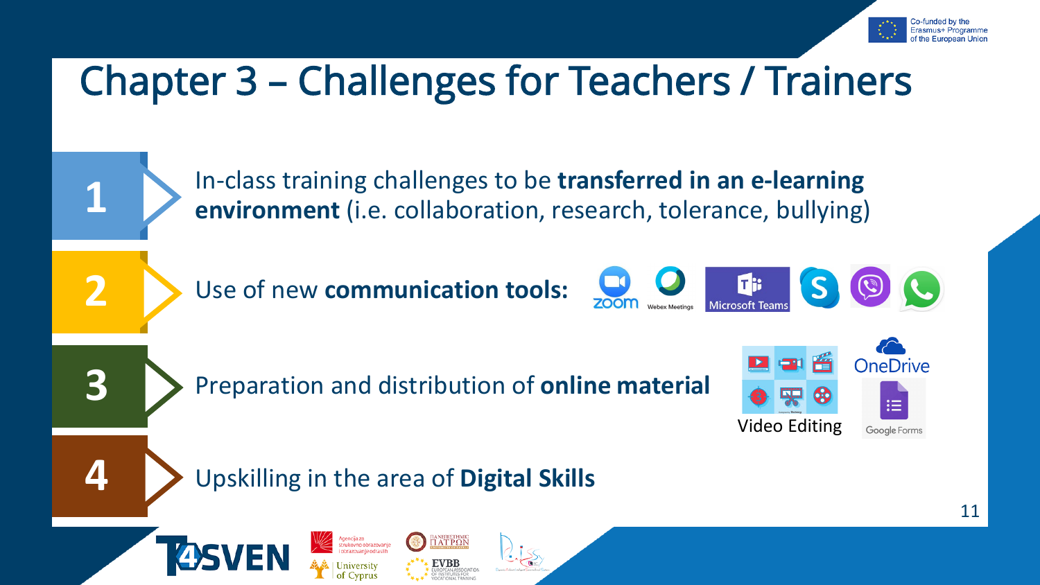# Chapter 3 – Challenges for Teachers / Trainers

1. In-class training challenges to be **transferred in an e-learning environment** (i.e. collaboration, research, tolerance, bullying)
2. Use of new **communication tools:** zoom, Webex Meetings, Microsoft Teams
3. Preparation and distribution of **online material** — Video Editing, OneDrive, Google Forms
4. Upskilling in the area of **Digital Skills**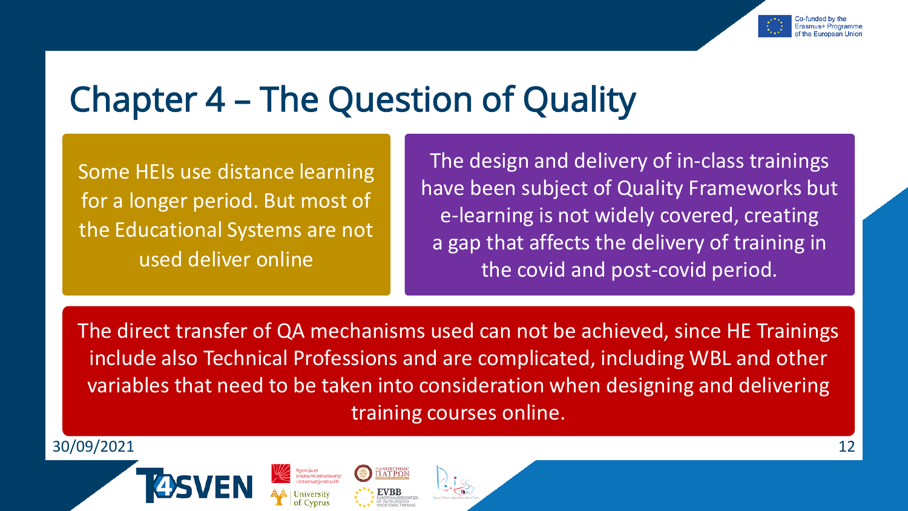# Chapter 4 – The Question of Quality

Some HEIs use distance learning for a longer period. But most of the Educational Systems are not used deliver online

The design and delivery of in-class trainings have been subject of Quality Frameworks but e-learning is not widely covered, creating a gap that affects the delivery of training in the covid and post-covid period.

The direct transfer of QA mechanisms used can not be achieved, since HE Trainings include also Technical Professions and are complicated, including WBL and other variables that need to be taken into consideration when designing and delivering training courses online.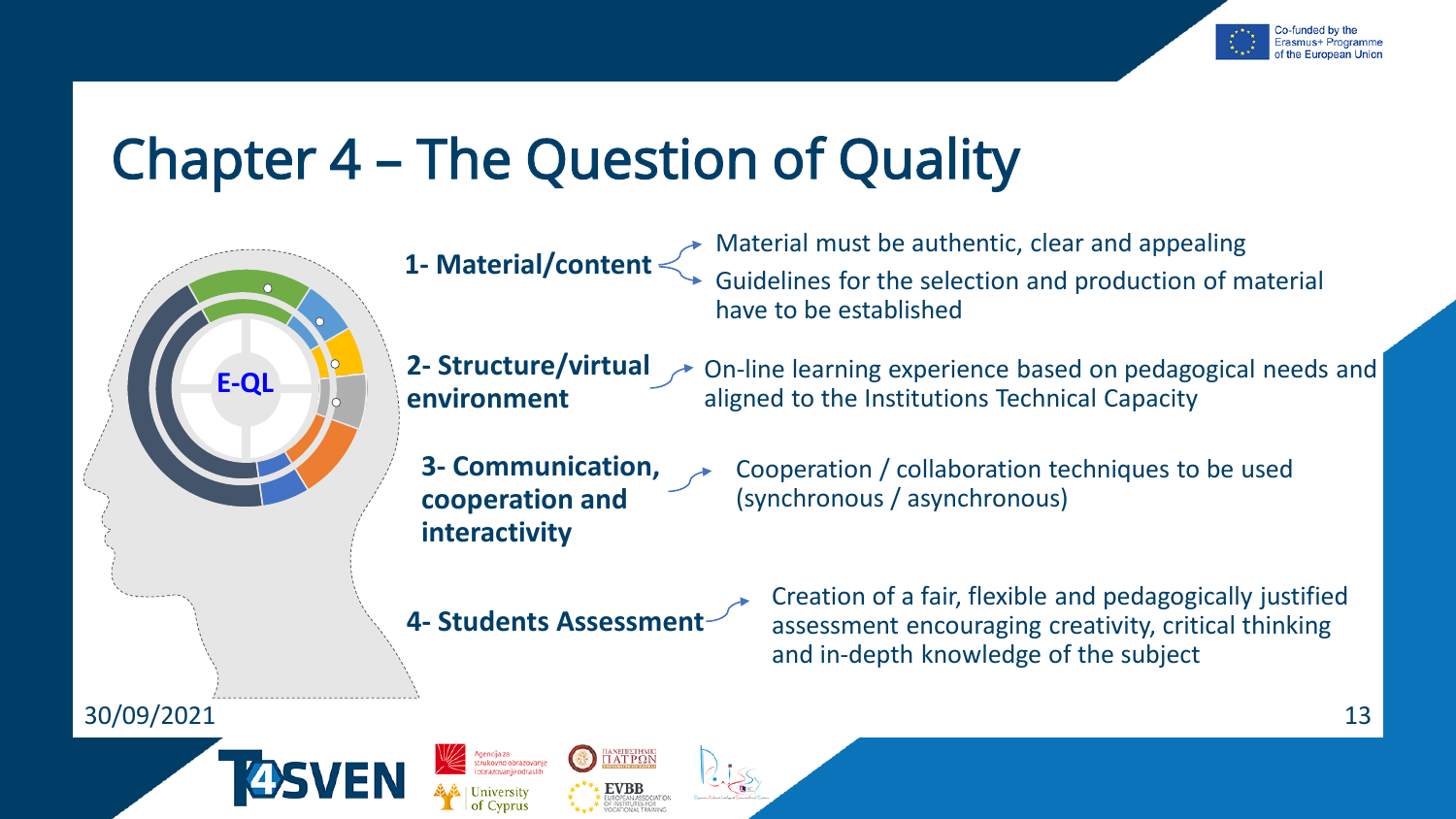# Chapter 4 – The Question of Quality

E-QL

**1- Material/content**
- Material must be authentic, clear and appealing
- Guidelines for the selection and production of material have to be established

**2- Structure/virtual environment**
- On-line learning experience based on pedagogical needs and aligned to the Institutions Technical Capacity

**3- Communication, cooperation and interactivity**
- Cooperation / collaboration techniques to be used (synchronous / asynchronous)

**4- Students Assessment**
- Creation of a fair, flexible and pedagogically justified assessment encouraging creativity, critical thinking and in-depth knowledge of the subject

30/09/2021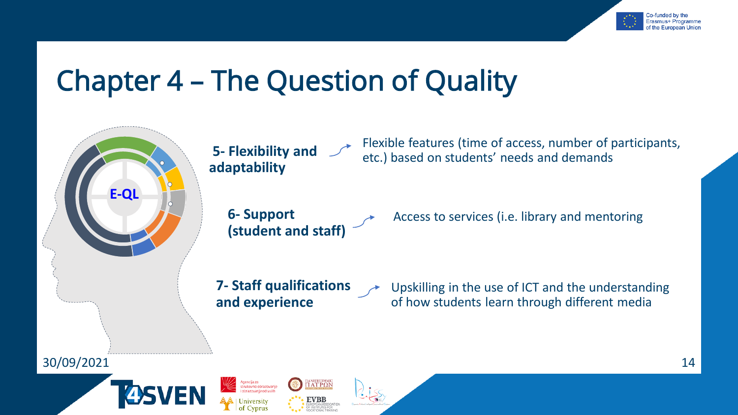# Chapter 4 – The Question of Quality

E-QL

**5- Flexibility and adaptability** → Flexible features (time of access, number of participants, etc.) based on students' needs and demands

**6- Support (student and staff)** → Access to services (i.e. library and mentoring

**7- Staff qualifications and experience** → Upskilling in the use of ICT and the understanding of how students learn through different media

30/09/2021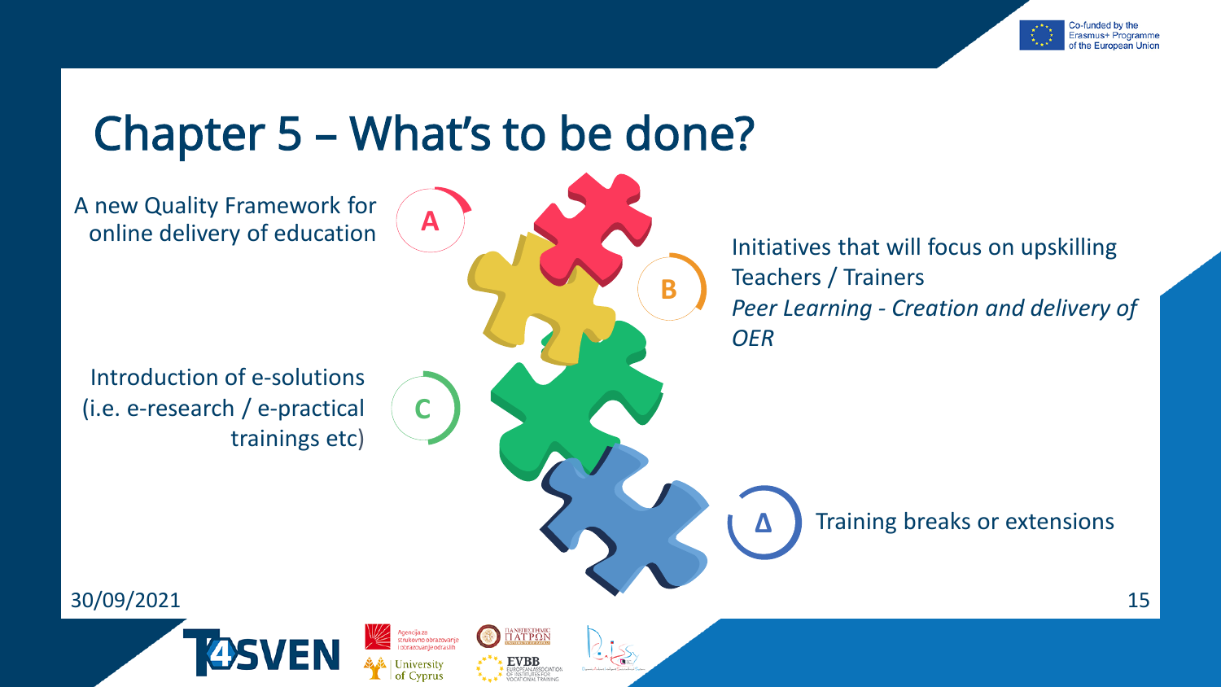# Chapter 5 – What's to be done?

**A** A new Quality Framework for online delivery of education

**B** Initiatives that will focus on upskilling Teachers / Trainers
*Peer Learning - Creation and delivery of OER*

**C** Introduction of e-solutions (i.e. e-research / e-practical trainings etc)

**Δ** Training breaks or extensions

30/09/2021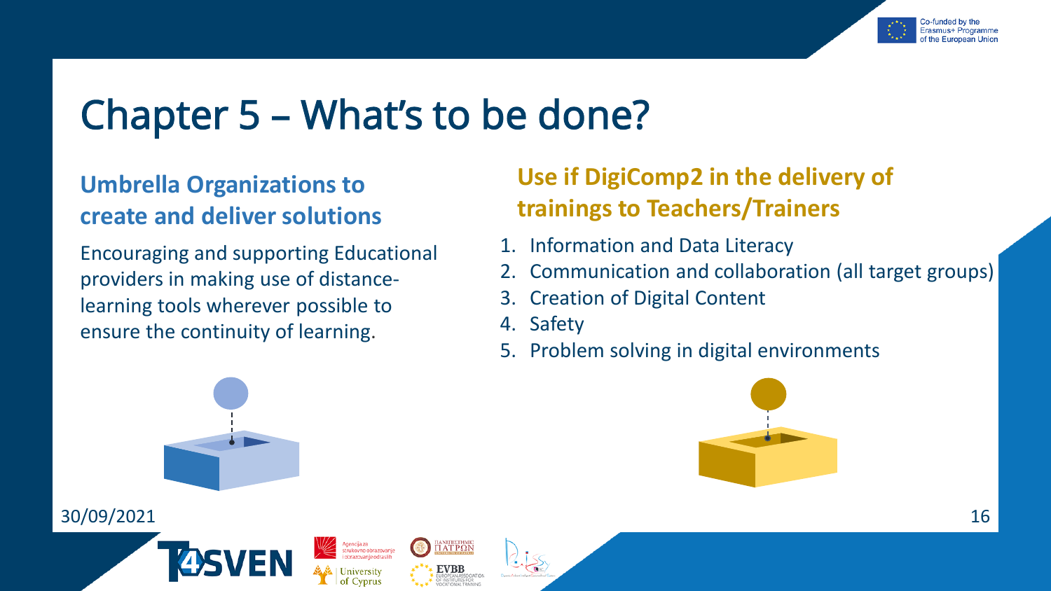# Chapter 5 – What's to be done?

## Umbrella Organizations to create and deliver solutions

Encouraging and supporting Educational providers in making use of distance-learning tools wherever possible to ensure the continuity of learning.

## Use if DigiComp2 in the delivery of trainings to Teachers/Trainers

1. Information and Data Literacy
2. Communication and collaboration (all target groups)
3. Creation of Digital Content
4. Safety
5. Problem solving in digital environments

30/09/2021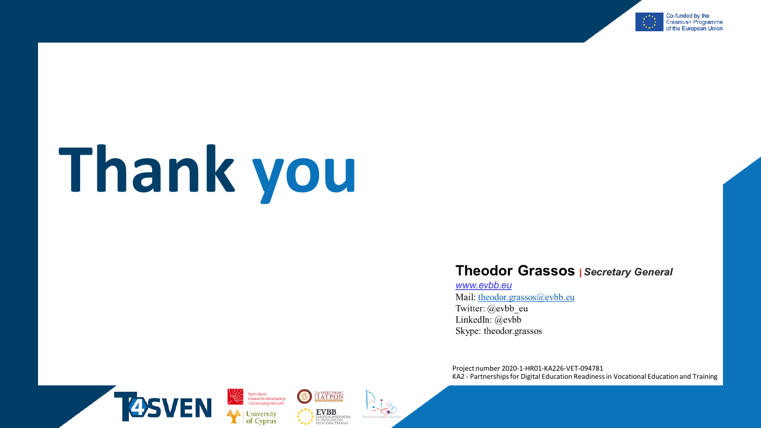Co-funded by the Erasmus+ Programme of the European Union

# Thank you

**Theodor Grassos** | ***Secretary General***

*www.evbb.eu*
Mail: theodor.grassos@evbb.eu
Twitter: @evbb_eu
LinkedIn: @evbb
Skype: theodor.grassos

Project number 2020-1-HR01-KA226-VET-094781
KA2 - Partnerships for Digital Education Readiness in Vocational Education and Training

T4SVEN

Agencija za strukovno obrazovanje i obrazovanje odraslih

University of Cyprus

ΠΑΝΕΠΙΣΤΗΜΙΟ ΠΑΤΡΩΝ

EVBB EUROPEAN ASSOCIATION OF INSTITUTES FOR VOCATIONAL TRAINING